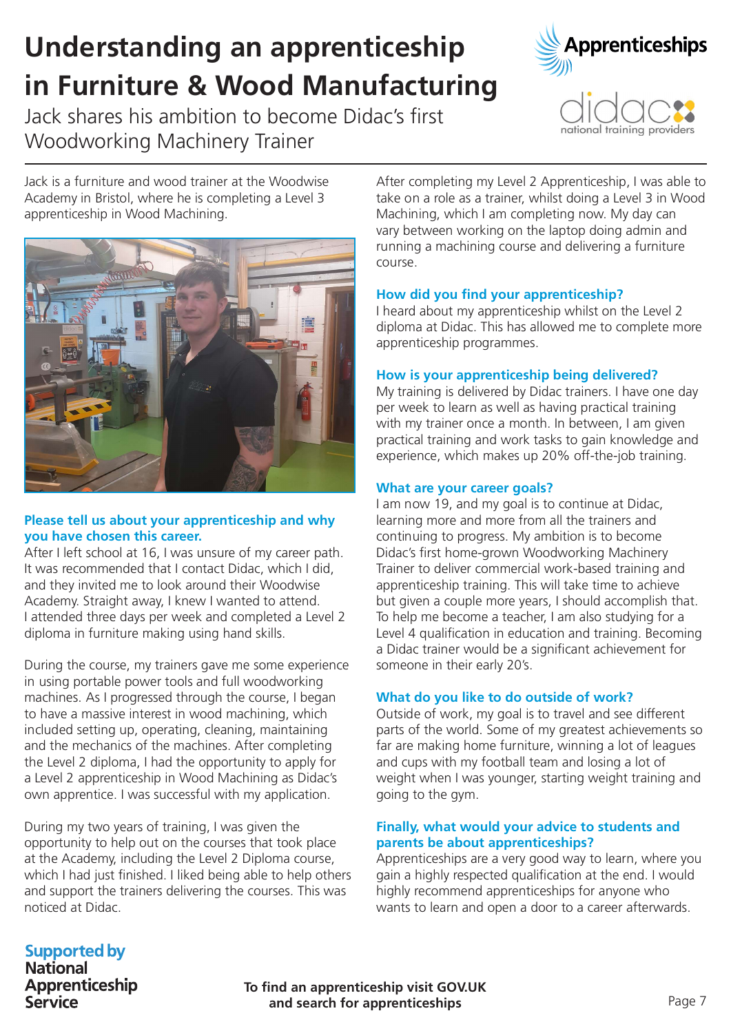# Understanding an apprenticeship in Furniture & Wood Manufacturing

Jack shares his ambition to become Didac's first Woodworking Machinery Trainer

Jack is a furniture and wood trainer at the Woodwise Academy in Bristol, where he is completing a Level 3 apprenticeship in Wood Machining.

### Please tell us about your apprenticeship and why you have chosen this career.

After I left school at 16, I was unsure of my career path. It was recommended that I contact Didac, which I did, and they invited me to look around their Woodwise Academy. Straight away, I knew I wanted to attend. I attended three days per week and completed a Level 2 diploma in furniture making using hand skills.

During the course, my trainers gave me some experience in using portable power tools and full woodworking machines. As I progressed through the course, I began to have a massive interest in wood machining, which included setting up, operating, cleaning, maintaining and the mechanics of the machines. After completing the Level 2 diploma, I had the opportunity to apply for a Level 2 apprenticeship in Wood Machining as Didac's own apprentice. I was successful with my application.

During my two years of training, I was given the opportunity to help out on the courses that took place at the Academy, including the Level 2 Diploma course, which I had just finished. I liked being able to help others and support the trainers delivering the courses. This was noticed at Didac.

After completing my Level 2 Apprenticeship, I was able to take on a role as a trainer, whilst doing a Level 3 in Wood Machining, which I am completing now. My day can vary between working on the laptop doing admin and running a machining course and delivering a furniture course.

### How did you find your apprenticeship?

I heard about my apprenticeship whilst on the Level 2 diploma at Didac. This has allowed me to complete more apprenticeship programmes.

### How is your apprenticeship being delivered?

My training is delivered by Didac trainers. I have one day per week to learn as well as having practical training with my trainer once a month. In between, I am given practical training and work tasks to gain knowledge and experience, which makes up 20% off-the-job training.

### What are your career goals?

I am now 19, and my goal is to continue at Didac, learning more and more from all the trainers and continuing to progress. My ambition is to become Didac's first home-grown Woodworking Machinery Trainer to deliver commercial work-based training and apprenticeship training. This will take time to achieve but given a couple more years, I should accomplish that. To help me become a teacher, I am also studying for a Level 4 qualification in education and training. Becoming a Didac trainer would be a significant achievement for someone in their early 20's.

### What do you like to do outside of work?

Outside of work, my goal is to travel and see different parts of the world. Some of my greatest achievements so far are making home furniture, winning a lot of leagues and cups with my football team and losing a lot of weight when I was younger, starting weight training and going to the gym.

### Finally, what would your advice to students and parents be about apprenticeships?

Apprenticeships are a very good way to learn, where you gain a highly respected qualification at the end. I would highly recommend apprenticeships for anyone who wants to learn and open a door to a career afterwards.

Supported by National Apprenticeship Service

**To find an apprenticeship visit GOV.UK and search for apprenticeships**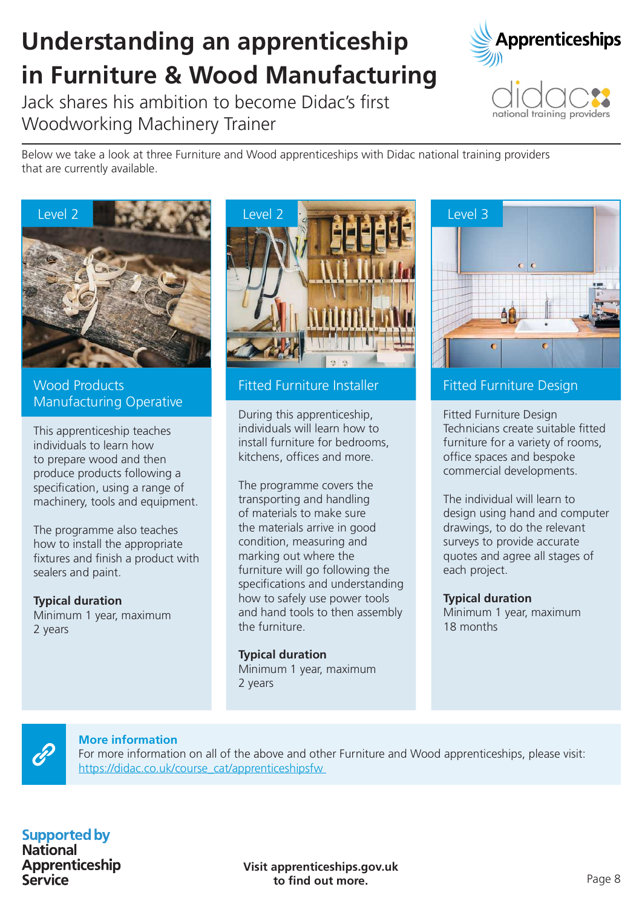# Understanding an apprenticeship in Furniture & Wood Manufacturing

Jack shares his ambition to become Didac's first Woodworking Machinery Trainer

Apprenticeships

didac national training providers

Below we take a look at three Furniture and Wood apprenticeships with Didac national training providers that are currently available.

## Level 2

### Wood Products Manufacturing Operative

This apprenticeship teaches individuals to learn how to prepare wood and then produce products following a specification, using a range of machinery, tools and equipment.

The programme also teaches how to install the appropriate fixtures and finish a product with sealers and paint.

**Typical duration**
Minimum 1 year, maximum 2 years

## Level 2

### Fitted Furniture Installer

During this apprenticeship, individuals will learn how to install furniture for bedrooms, kitchens, offices and more.

The programme covers the transporting and handling of materials to make sure the materials arrive in good condition, measuring and marking out where the furniture will go following the specifications and understanding how to safely use power tools and hand tools to then assembly the furniture.

**Typical duration**
Minimum 1 year, maximum 2 years

## Level 3

### Fitted Furniture Design

Fitted Furniture Design Technicians create suitable fitted furniture for a variety of rooms, office spaces and bespoke commercial developments.

The individual will learn to design using hand and computer drawings, to do the relevant surveys to provide accurate quotes and agree all stages of each project.

**Typical duration**
Minimum 1 year, maximum 18 months

**More information**
For more information on all of the above and other Furniture and Wood apprenticeships, please visit: https://didac.co.uk/course_cat/apprenticeshipsfw

Supported by National Apprenticeship Service

**Visit apprenticeships.gov.uk to find out more.**